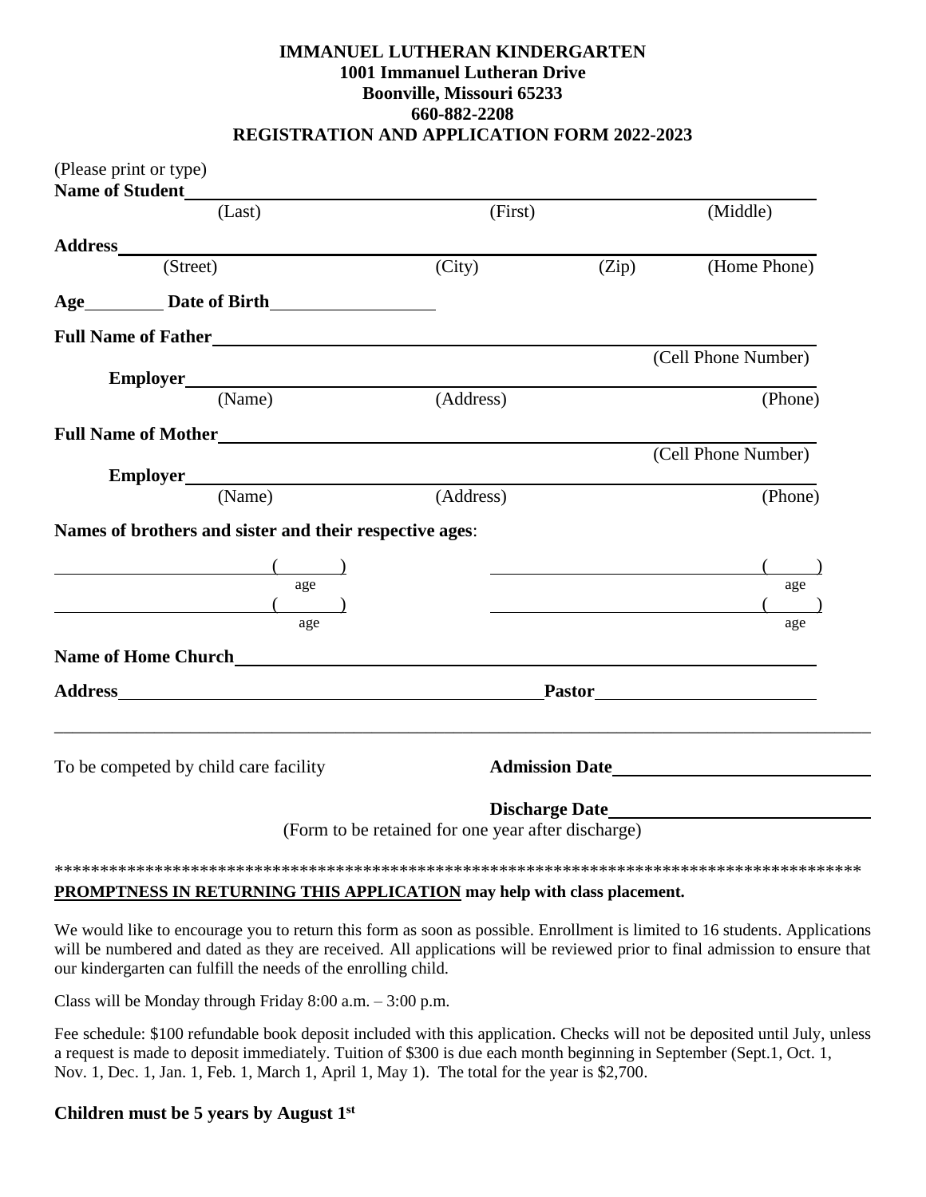**IMMANUEL LUTHERAN KINDERGARTEN**
**1001 Immanuel Lutheran Drive**
**Boonville, Missouri 65233**
**660-882-2208**
**REGISTRATION AND APPLICATION FORM 2022-2023**

(Please print or type)

**Name of Student** ______________________________________________
(Last) (First) (Middle)

**Address** ______________________________________________
(Street) (City) (Zip) (Home Phone)

**Age** ________ **Date of Birth** ________________

**Full Name of Father** ______________________________________________
(Cell Phone Number)

**Employer** ______________________________________________
(Name) (Address) (Phone)

**Full Name of Mother** ______________________________________________
(Cell Phone Number)

**Employer** ______________________________________________
(Name) (Address) (Phone)

**Names of brothers and sister and their respective ages**:

____________________ ( ) age ____________________ ( ) age
____________________ ( ) age ____________________ ( ) age

**Name of Home Church** ______________________________________________

**Address** ______________________________ **Pastor** ____________________

---

To be competed by child care facility **Admission Date** ____________________

**Discharge Date** ____________________

(Form to be retained for one year after discharge)

*******************************************************************************************

**PROMPTNESS IN RETURNING THIS APPLICATION may help with class placement.**

We would like to encourage you to return this form as soon as possible. Enrollment is limited to 16 students. Applications will be numbered and dated as they are received. All applications will be reviewed prior to final admission to ensure that our kindergarten can fulfill the needs of the enrolling child.

Class will be Monday through Friday 8:00 a.m. – 3:00 p.m.

Fee schedule: $100 refundable book deposit included with this application. Checks will not be deposited until July, unless a request is made to deposit immediately. Tuition of $300 is due each month beginning in September (Sept.1, Oct. 1, Nov. 1, Dec. 1, Jan. 1, Feb. 1, March 1, April 1, May 1). The total for the year is $2,700.

**Children must be 5 years by August 1st**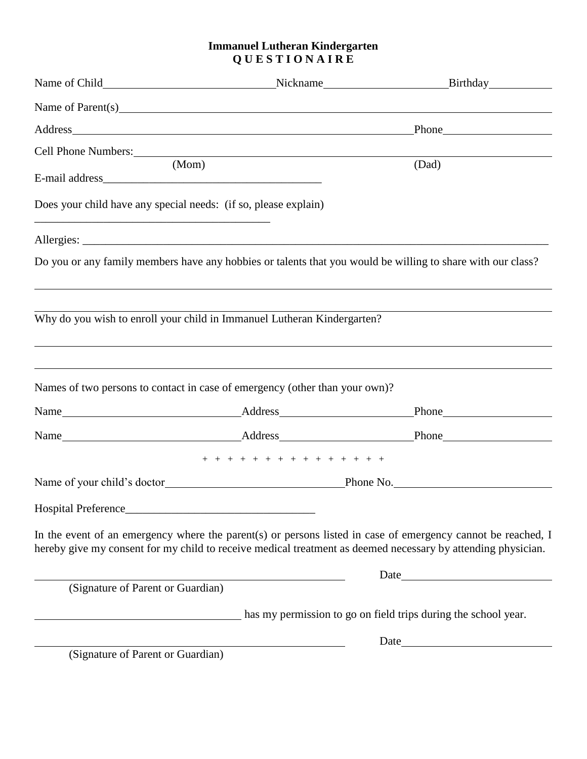**Immanuel Lutheran Kindergarten**
**Q U E S T I O N A I R E**

Name of Child_____________________________Nickname_____________________Birthday___________

Name of Parent(s)___________________________________________________________________________

Address__________________________________________________________Phone___________________

Cell Phone Numbers:__________________________________________________________________________

(Mom) (Dad)

E-mail address_______________________________________

Does your child have any special needs: (if so, please explain)

__________________________________________

Allergies: ________________________________________________________________________________

Do you or any family members have any hobbies or talents that you would be willing to share with our class?

_______________________________________________________________________________________

_______________________________________________________________________________________

Why do you wish to enroll your child in Immanuel Lutheran Kindergarten?

_______________________________________________________________________________________

_______________________________________________________________________________________

Names of two persons to contact in case of emergency (other than your own)?

Name________________________________Address_______________________Phone___________________

Name________________________________Address_______________________Phone___________________

\+ + + + + + + + + + + + + + + +

Name of your child's doctor_______________________________Phone No.___________________________

Hospital Preference_________________________________

In the event of an emergency where the parent(s) or persons listed in case of emergency cannot be reached, I hereby give my consent for my child to receive medical treatment as deemed necessary by attending physician.

_______________________________________________________ Date__________________________

(Signature of Parent or Guardian)

____________________________________ has my permission to go on field trips during the school year.

_______________________________________________________ Date__________________________

(Signature of Parent or Guardian)